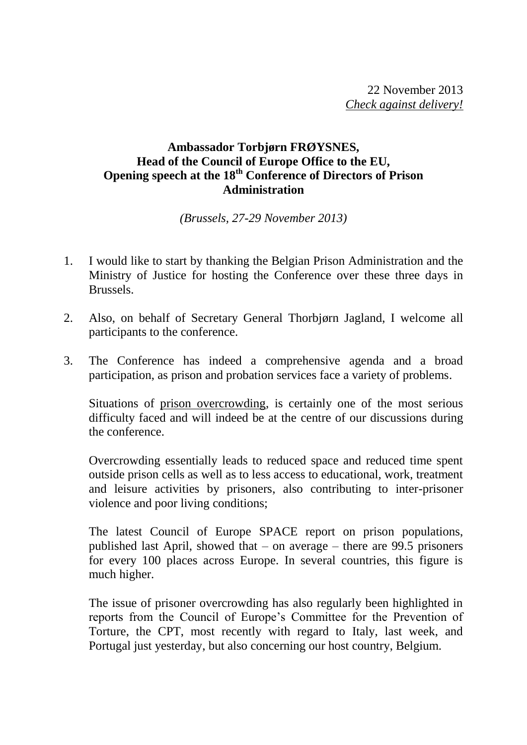22 November 2013
*Check against delivery!*

**Ambassador Torbjørn FRØYSNES,**
**Head of the Council of Europe Office to the EU,**
**Opening speech at the 18th Conference of Directors of Prison Administration**

*(Brussels, 27-29 November 2013)*

1. I would like to start by thanking the Belgian Prison Administration and the Ministry of Justice for hosting the Conference over these three days in Brussels.

2. Also, on behalf of Secretary General Thorbjørn Jagland, I welcome all participants to the conference.

3. The Conference has indeed a comprehensive agenda and a broad participation, as prison and probation services face a variety of problems.

   Situations of <u>prison overcrowding</u>, is certainly one of the most serious difficulty faced and will indeed be at the centre of our discussions during the conference.

   Overcrowding essentially leads to reduced space and reduced time spent outside prison cells as well as to less access to educational, work, treatment and leisure activities by prisoners, also contributing to inter-prisoner violence and poor living conditions;

   The latest Council of Europe SPACE report on prison populations, published last April, showed that – on average – there are 99.5 prisoners for every 100 places across Europe. In several countries, this figure is much higher.

   The issue of prisoner overcrowding has also regularly been highlighted in reports from the Council of Europe's Committee for the Prevention of Torture, the CPT, most recently with regard to Italy, last week, and Portugal just yesterday, but also concerning our host country, Belgium.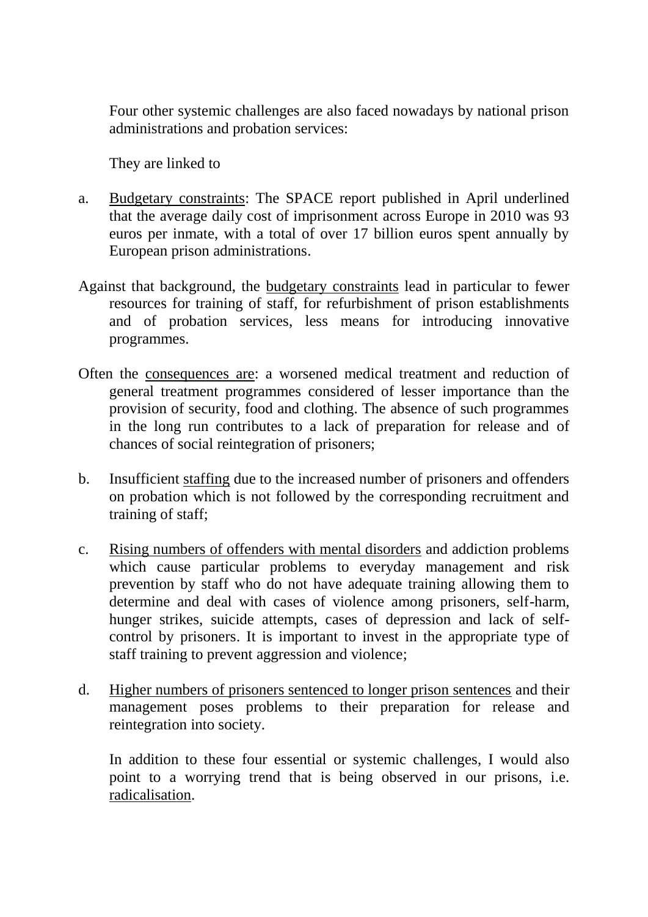Four other systemic challenges are also faced nowadays by national prison administrations and probation services:

They are linked to

a. Budgetary constraints: The SPACE report published in April underlined that the average daily cost of imprisonment across Europe in 2010 was 93 euros per inmate, with a total of over 17 billion euros spent annually by European prison administrations.

Against that background, the budgetary constraints lead in particular to fewer resources for training of staff, for refurbishment of prison establishments and of probation services, less means for introducing innovative programmes.

Often the consequences are: a worsened medical treatment and reduction of general treatment programmes considered of lesser importance than the provision of security, food and clothing. The absence of such programmes in the long run contributes to a lack of preparation for release and of chances of social reintegration of prisoners;

b. Insufficient staffing due to the increased number of prisoners and offenders on probation which is not followed by the corresponding recruitment and training of staff;

c. Rising numbers of offenders with mental disorders and addiction problems which cause particular problems to everyday management and risk prevention by staff who do not have adequate training allowing them to determine and deal with cases of violence among prisoners, self-harm, hunger strikes, suicide attempts, cases of depression and lack of self-control by prisoners. It is important to invest in the appropriate type of staff training to prevent aggression and violence;

d. Higher numbers of prisoners sentenced to longer prison sentences and their management poses problems to their preparation for release and reintegration into society.

In addition to these four essential or systemic challenges, I would also point to a worrying trend that is being observed in our prisons, i.e. radicalisation.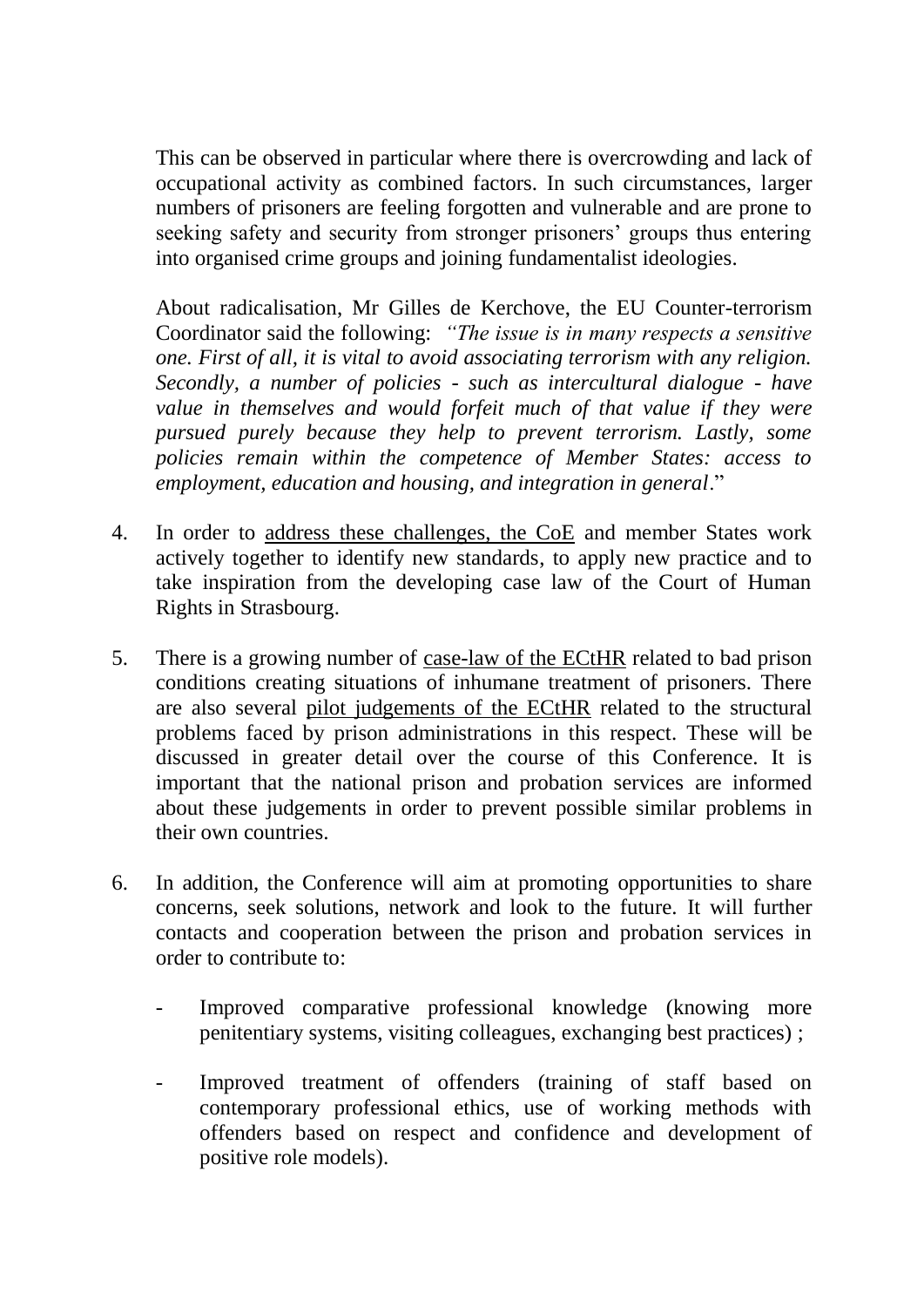This can be observed in particular where there is overcrowding and lack of occupational activity as combined factors. In such circumstances, larger numbers of prisoners are feeling forgotten and vulnerable and are prone to seeking safety and security from stronger prisoners' groups thus entering into organised crime groups and joining fundamentalist ideologies.

About radicalisation, Mr Gilles de Kerchove, the EU Counter-terrorism Coordinator said the following: *"The issue is in many respects a sensitive one. First of all, it is vital to avoid associating terrorism with any religion. Secondly, a number of policies - such as intercultural dialogue - have value in themselves and would forfeit much of that value if they were pursued purely because they help to prevent terrorism. Lastly, some policies remain within the competence of Member States: access to employment, education and housing, and integration in general*."

4. In order to address these challenges, the CoE and member States work actively together to identify new standards, to apply new practice and to take inspiration from the developing case law of the Court of Human Rights in Strasbourg.

5. There is a growing number of case-law of the ECtHR related to bad prison conditions creating situations of inhumane treatment of prisoners. There are also several pilot judgements of the ECtHR related to the structural problems faced by prison administrations in this respect. These will be discussed in greater detail over the course of this Conference. It is important that the national prison and probation services are informed about these judgements in order to prevent possible similar problems in their own countries.

6. In addition, the Conference will aim at promoting opportunities to share concerns, seek solutions, network and look to the future. It will further contacts and cooperation between the prison and probation services in order to contribute to:

   - Improved comparative professional knowledge (knowing more penitentiary systems, visiting colleagues, exchanging best practices) ;

   - Improved treatment of offenders (training of staff based on contemporary professional ethics, use of working methods with offenders based on respect and confidence and development of positive role models).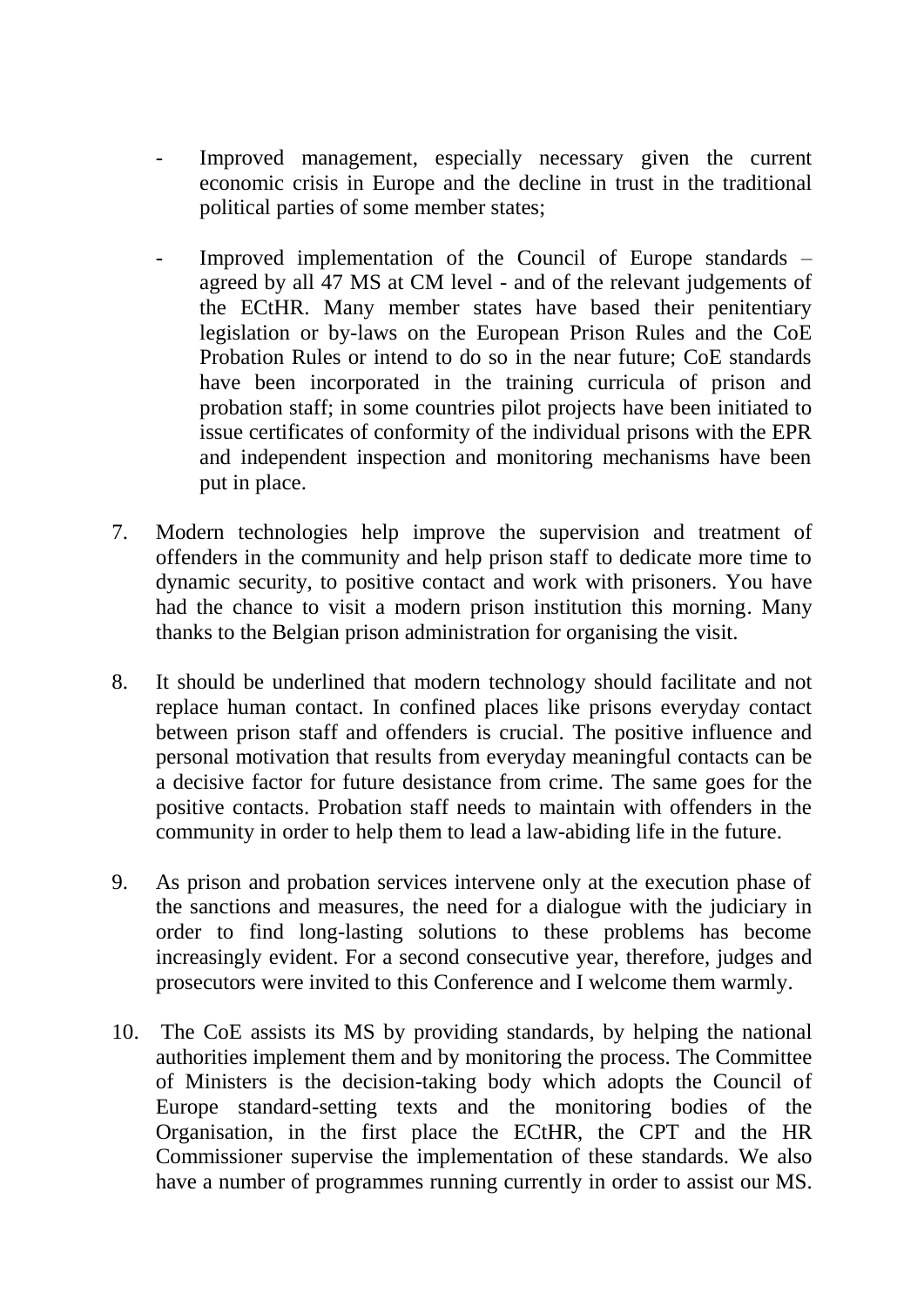- Improved management, especially necessary given the current economic crisis in Europe and the decline in trust in the traditional political parties of some member states;

- Improved implementation of the Council of Europe standards – agreed by all 47 MS at CM level - and of the relevant judgements of the ECtHR. Many member states have based their penitentiary legislation or by-laws on the European Prison Rules and the CoE Probation Rules or intend to do so in the near future; CoE standards have been incorporated in the training curricula of prison and probation staff; in some countries pilot projects have been initiated to issue certificates of conformity of the individual prisons with the EPR and independent inspection and monitoring mechanisms have been put in place.

7. Modern technologies help improve the supervision and treatment of offenders in the community and help prison staff to dedicate more time to dynamic security, to positive contact and work with prisoners. You have had the chance to visit a modern prison institution this morning. Many thanks to the Belgian prison administration for organising the visit.

8. It should be underlined that modern technology should facilitate and not replace human contact. In confined places like prisons everyday contact between prison staff and offenders is crucial. The positive influence and personal motivation that results from everyday meaningful contacts can be a decisive factor for future desistance from crime. The same goes for the positive contacts. Probation staff needs to maintain with offenders in the community in order to help them to lead a law-abiding life in the future.

9. As prison and probation services intervene only at the execution phase of the sanctions and measures, the need for a dialogue with the judiciary in order to find long-lasting solutions to these problems has become increasingly evident. For a second consecutive year, therefore, judges and prosecutors were invited to this Conference and I welcome them warmly.

10. The CoE assists its MS by providing standards, by helping the national authorities implement them and by monitoring the process. The Committee of Ministers is the decision-taking body which adopts the Council of Europe standard-setting texts and the monitoring bodies of the Organisation, in the first place the ECtHR, the CPT and the HR Commissioner supervise the implementation of these standards. We also have a number of programmes running currently in order to assist our MS.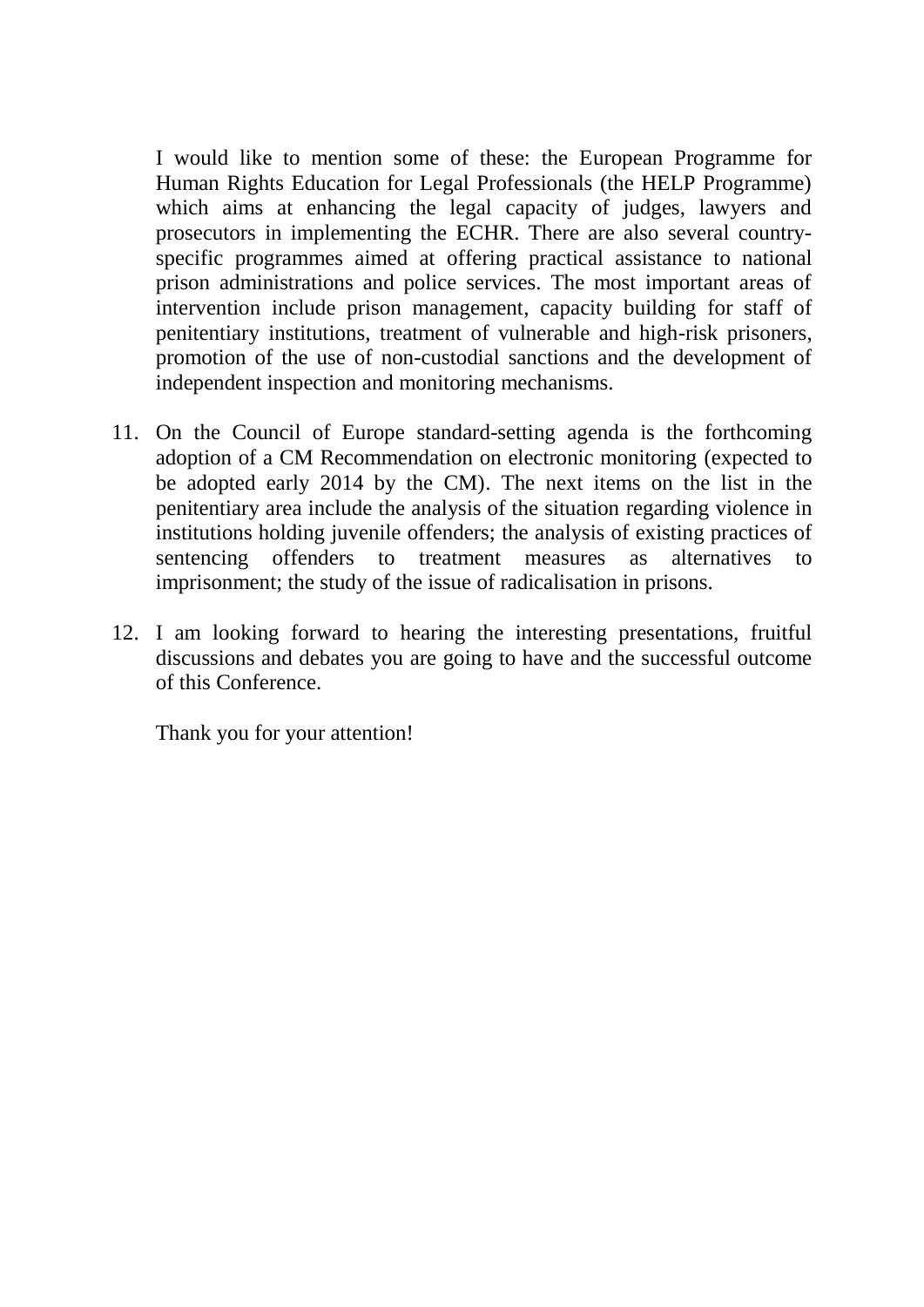I would like to mention some of these: the European Programme for Human Rights Education for Legal Professionals (the HELP Programme) which aims at enhancing the legal capacity of judges, lawyers and prosecutors in implementing the ECHR. There are also several country-specific programmes aimed at offering practical assistance to national prison administrations and police services. The most important areas of intervention include prison management, capacity building for staff of penitentiary institutions, treatment of vulnerable and high-risk prisoners, promotion of the use of non-custodial sanctions and the development of independent inspection and monitoring mechanisms.

11. On the Council of Europe standard-setting agenda is the forthcoming adoption of a CM Recommendation on electronic monitoring (expected to be adopted early 2014 by the CM). The next items on the list in the penitentiary area include the analysis of the situation regarding violence in institutions holding juvenile offenders; the analysis of existing practices of sentencing offenders to treatment measures as alternatives to imprisonment; the study of the issue of radicalisation in prisons.

12. I am looking forward to hearing the interesting presentations, fruitful discussions and debates you are going to have and the successful outcome of this Conference.

Thank you for your attention!